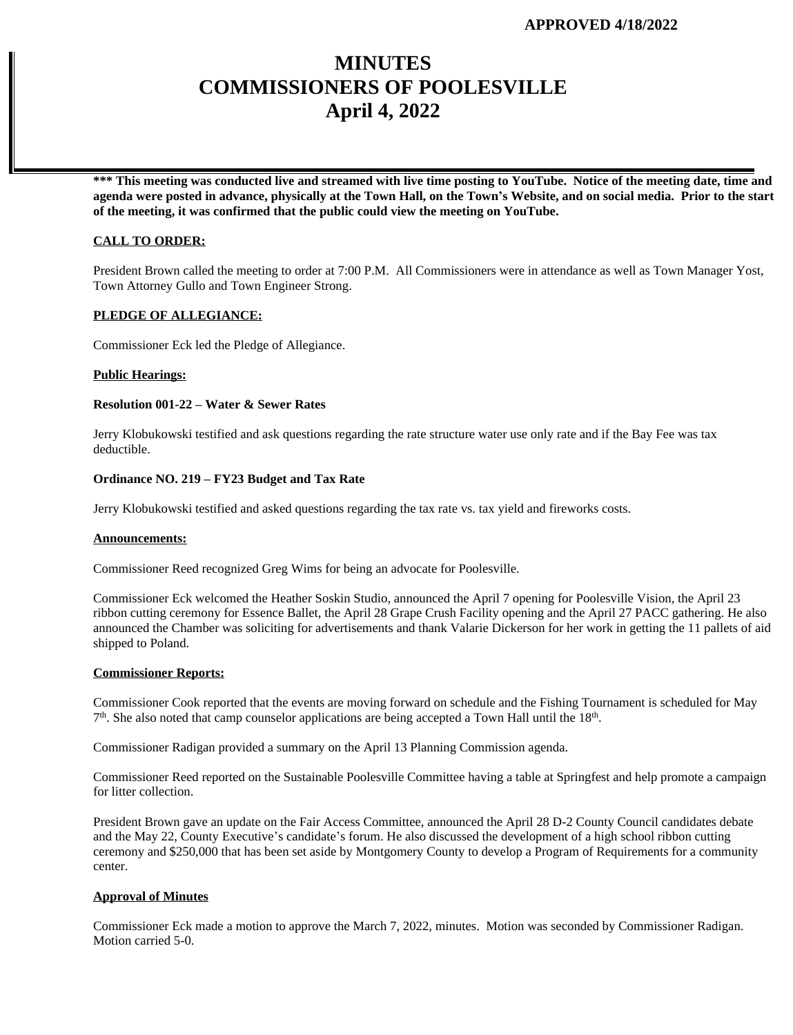**APPROVED 4/18/2022**

# MINUTES
# COMMISSIONERS OF POOLESVILLE
# April 4, 2022

**\*\*\* This meeting was conducted live and streamed with live time posting to YouTube. Notice of the meeting date, time and agenda were posted in advance, physically at the Town Hall, on the Town's Website, and on social media. Prior to the start of the meeting, it was confirmed that the public could view the meeting on YouTube.**

**CALL TO ORDER:**

President Brown called the meeting to order at 7:00 P.M. All Commissioners were in attendance as well as Town Manager Yost, Town Attorney Gullo and Town Engineer Strong.

**PLEDGE OF ALLEGIANCE:**

Commissioner Eck led the Pledge of Allegiance.

**Public Hearings:**

**Resolution 001-22 – Water & Sewer Rates**

Jerry Klobukowski testified and ask questions regarding the rate structure water use only rate and if the Bay Fee was tax deductible.

**Ordinance NO. 219 – FY23 Budget and Tax Rate**

Jerry Klobukowski testified and asked questions regarding the tax rate vs. tax yield and fireworks costs.

**Announcements:**

Commissioner Reed recognized Greg Wims for being an advocate for Poolesville.

Commissioner Eck welcomed the Heather Soskin Studio, announced the April 7 opening for Poolesville Vision, the April 23 ribbon cutting ceremony for Essence Ballet, the April 28 Grape Crush Facility opening and the April 27 PACC gathering. He also announced the Chamber was soliciting for advertisements and thank Valarie Dickerson for her work in getting the 11 pallets of aid shipped to Poland.

**Commissioner Reports:**

Commissioner Cook reported that the events are moving forward on schedule and the Fishing Tournament is scheduled for May 7th. She also noted that camp counselor applications are being accepted a Town Hall until the 18th.

Commissioner Radigan provided a summary on the April 13 Planning Commission agenda.

Commissioner Reed reported on the Sustainable Poolesville Committee having a table at Springfest and help promote a campaign for litter collection.

President Brown gave an update on the Fair Access Committee, announced the April 28 D-2 County Council candidates debate and the May 22, County Executive's candidate's forum. He also discussed the development of a high school ribbon cutting ceremony and $250,000 that has been set aside by Montgomery County to develop a Program of Requirements for a community center.

**Approval of Minutes**

Commissioner Eck made a motion to approve the March 7, 2022, minutes. Motion was seconded by Commissioner Radigan. Motion carried 5-0.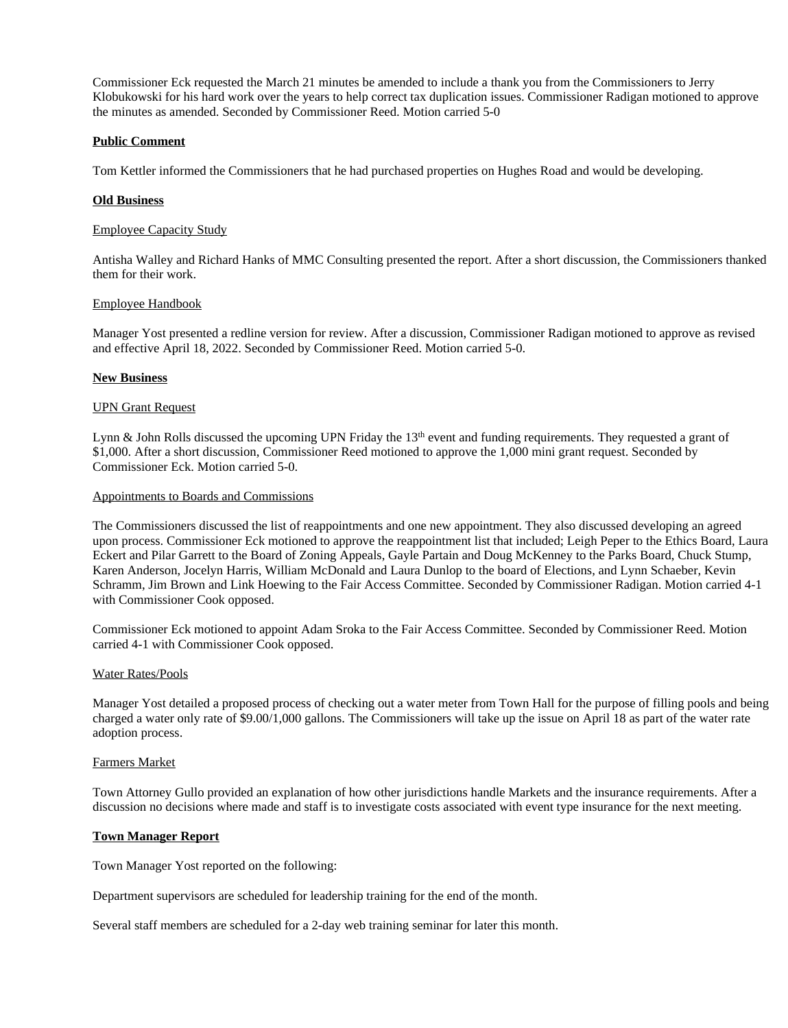Commissioner Eck requested the March 21 minutes be amended to include a thank you from the Commissioners to Jerry Klobukowski for his hard work over the years to help correct tax duplication issues. Commissioner Radigan motioned to approve the minutes as amended. Seconded by Commissioner Reed. Motion carried 5-0

**Public Comment**

Tom Kettler informed the Commissioners that he had purchased properties on Hughes Road and would be developing.

**Old Business**

Employee Capacity Study

Antisha Walley and Richard Hanks of MMC Consulting presented the report. After a short discussion, the Commissioners thanked them for their work.

Employee Handbook

Manager Yost presented a redline version for review. After a discussion, Commissioner Radigan motioned to approve as revised and effective April 18, 2022. Seconded by Commissioner Reed. Motion carried 5-0.

**New Business**

UPN Grant Request

Lynn & John Rolls discussed the upcoming UPN Friday the 13th event and funding requirements. They requested a grant of $1,000. After a short discussion, Commissioner Reed motioned to approve the 1,000 mini grant request. Seconded by Commissioner Eck. Motion carried 5-0.

Appointments to Boards and Commissions

The Commissioners discussed the list of reappointments and one new appointment. They also discussed developing an agreed upon process. Commissioner Eck motioned to approve the reappointment list that included; Leigh Peper to the Ethics Board, Laura Eckert and Pilar Garrett to the Board of Zoning Appeals, Gayle Partain and Doug McKenney to the Parks Board, Chuck Stump, Karen Anderson, Jocelyn Harris, William McDonald and Laura Dunlop to the board of Elections, and Lynn Schaeber, Kevin Schramm, Jim Brown and Link Hoewing to the Fair Access Committee. Seconded by Commissioner Radigan. Motion carried 4-1 with Commissioner Cook opposed.

Commissioner Eck motioned to appoint Adam Sroka to the Fair Access Committee. Seconded by Commissioner Reed. Motion carried 4-1 with Commissioner Cook opposed.

Water Rates/Pools

Manager Yost detailed a proposed process of checking out a water meter from Town Hall for the purpose of filling pools and being charged a water only rate of $9.00/1,000 gallons. The Commissioners will take up the issue on April 18 as part of the water rate adoption process.

Farmers Market

Town Attorney Gullo provided an explanation of how other jurisdictions handle Markets and the insurance requirements. After a discussion no decisions where made and staff is to investigate costs associated with event type insurance for the next meeting.

**Town Manager Report**

Town Manager Yost reported on the following:

Department supervisors are scheduled for leadership training for the end of the month.

Several staff members are scheduled for a 2-day web training seminar for later this month.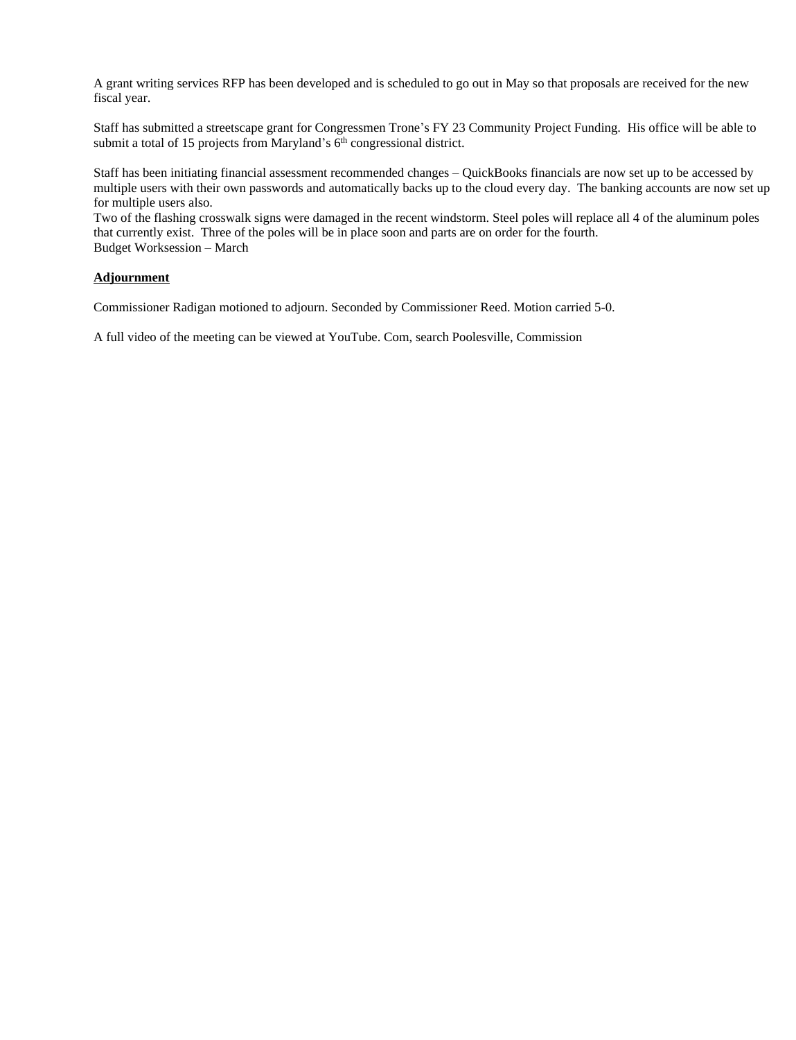A grant writing services RFP has been developed and is scheduled to go out in May so that proposals are received for the new fiscal year.

Staff has submitted a streetscape grant for Congressmen Trone's FY 23 Community Project Funding. His office will be able to submit a total of 15 projects from Maryland's 6th congressional district.

Staff has been initiating financial assessment recommended changes – QuickBooks financials are now set up to be accessed by multiple users with their own passwords and automatically backs up to the cloud every day. The banking accounts are now set up for multiple users also.
Two of the flashing crosswalk signs were damaged in the recent windstorm. Steel poles will replace all 4 of the aluminum poles that currently exist. Three of the poles will be in place soon and parts are on order for the fourth.
Budget Worksession – March

**Adjournment**

Commissioner Radigan motioned to adjourn. Seconded by Commissioner Reed. Motion carried 5-0.

A full video of the meeting can be viewed at YouTube. Com, search Poolesville, Commission